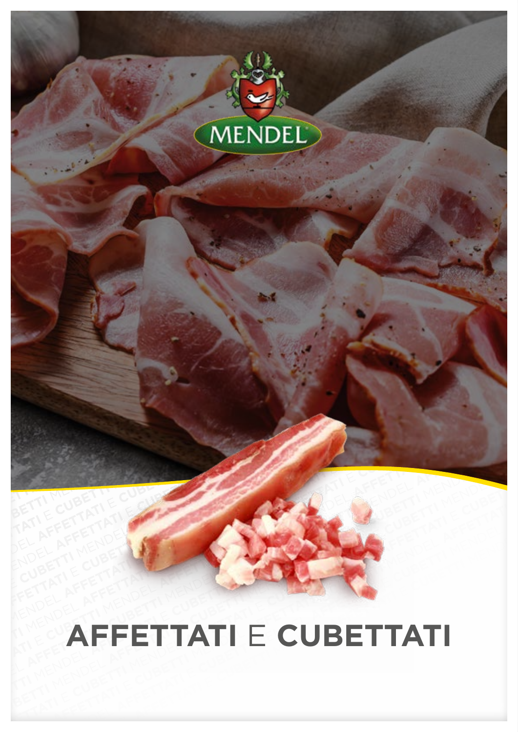MENDEL

# AFFETTATI E CUBETTATI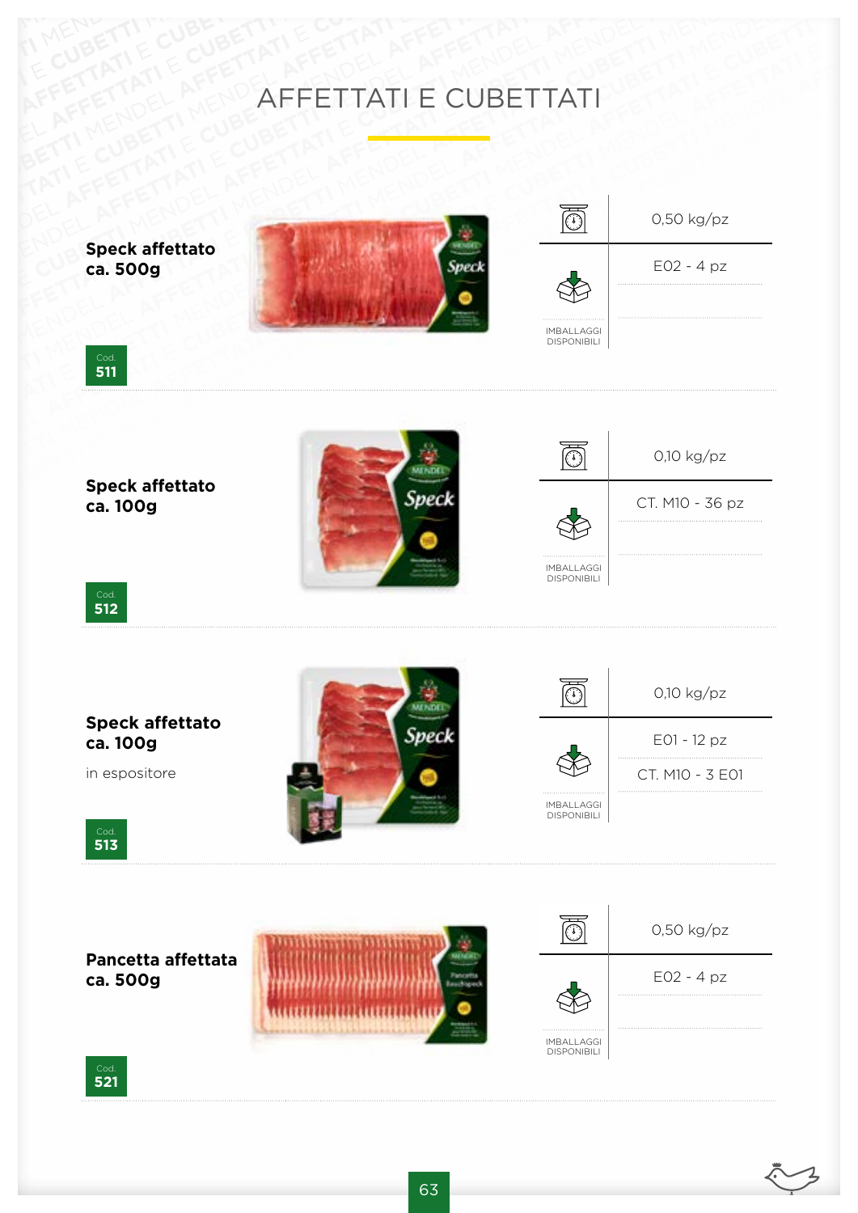# AFFETTATI E CUBETTATI

**Speck affettato ca. 500g**

Cod. **511**

| | |
|---|---|
| 0,50 kg/pz | |
| IMBALLAGGI DISPONIBILI | E02 - 4 pz |

**Speck affettato ca. 100g**

Cod. **512**

| | |
|---|---|
| 0,10 kg/pz | |
| IMBALLAGGI DISPONIBILI | CT. M10 - 36 pz |

**Speck affettato ca. 100g**

in espositore

Cod. **513**

| | |
|---|---|
| 0,10 kg/pz | |
| IMBALLAGGI DISPONIBILI | E01 - 12 pz |
| | CT. M10 - 3 E01 |

**Pancetta affettata ca. 500g**

Cod. **521**

| | |
|---|---|
| 0,50 kg/pz | |
| IMBALLAGGI DISPONIBILI | E02 - 4 pz |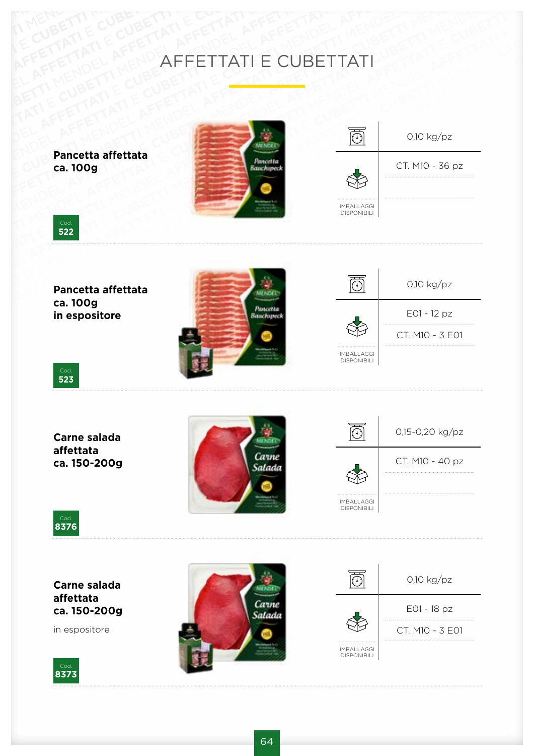# AFFETTATI E CUBETTATI

## Pancetta affettata ca. 100g

Cod. **522**

| Peso | Imballaggi disponibili |
|---|---|
| 0,10 kg/pz | CT. M10 - 36 pz |

## Pancetta affettata ca. 100g in espositore

Cod. **523**

| Peso | Imballaggi disponibili |
|---|---|
| 0,10 kg/pz | E01 - 12 pz |
| | CT. M10 - 3 E01 |

## Carne salada affettata ca. 150-200g

Cod. **8376**

| Peso | Imballaggi disponibili |
|---|---|
| 0,15-0,20 kg/pz | CT. M10 - 40 pz |

## Carne salada affettata ca. 150-200g

in espositore

Cod. **8373**

| Peso | Imballaggi disponibili |
|---|---|
| 0,10 kg/pz | E01 - 18 pz |
| | CT. M10 - 3 E01 |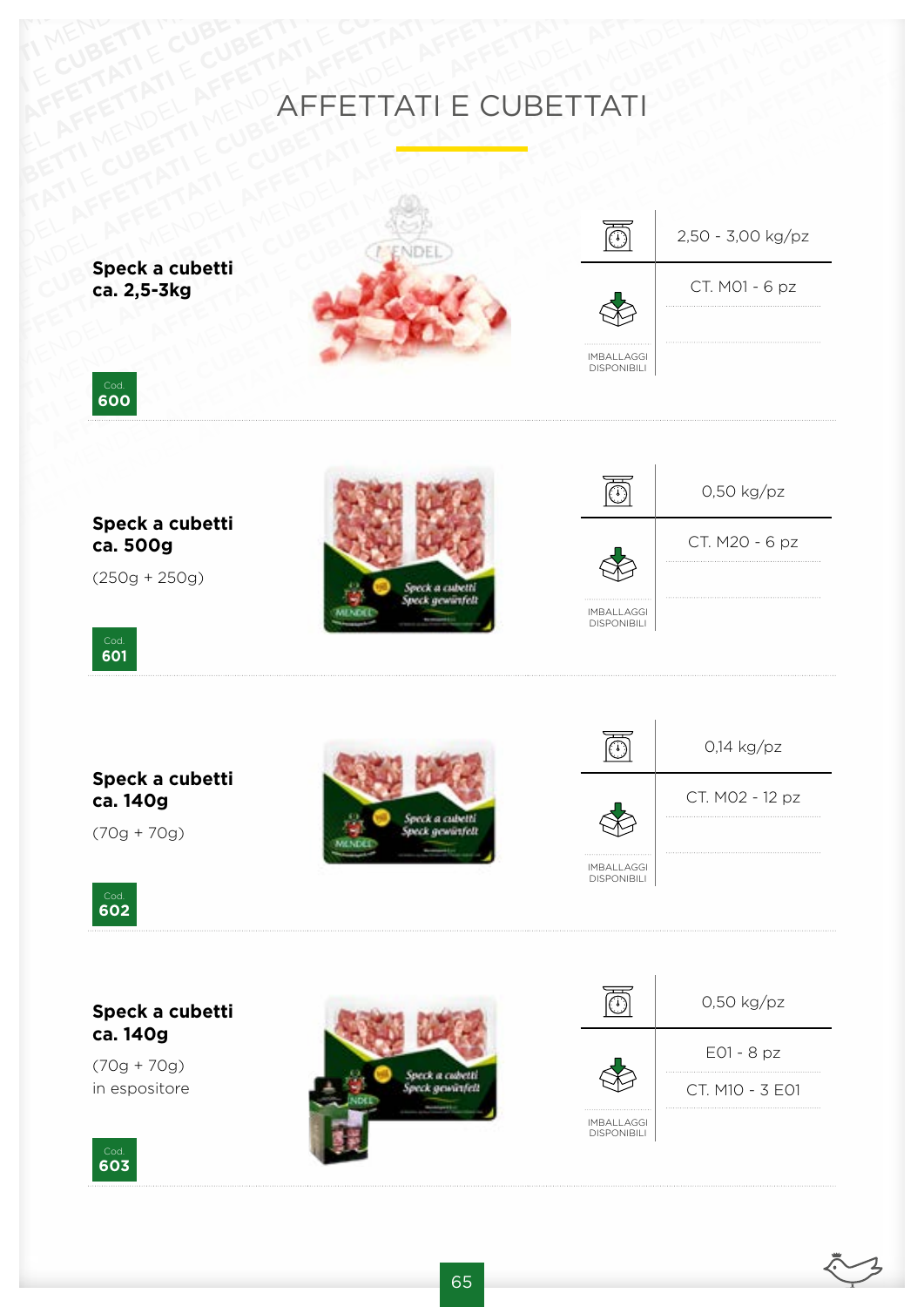# AFFETTATI E CUBETTATI

**Speck a cubetti**
**ca. 2,5-3kg**

Cod.
**600**

| | |
|---|---|
| | 2,50 - 3,00 kg/pz |
| IMBALLAGGI DISPONIBILI | CT. M01 - 6 pz |

**Speck a cubetti**
**ca. 500g**

(250g + 250g)

Cod.
**601**

| | |
|---|---|
| | 0,50 kg/pz |
| IMBALLAGGI DISPONIBILI | CT. M20 - 6 pz |

**Speck a cubetti**
**ca. 140g**

(70g + 70g)

Cod.
**602**

| | |
|---|---|
| | 0,14 kg/pz |
| IMBALLAGGI DISPONIBILI | CT. M02 - 12 pz |

**Speck a cubetti**
**ca. 140g**

(70g + 70g)
in espositore

Cod.
**603**

| | |
|---|---|
| | 0,50 kg/pz |
| IMBALLAGGI DISPONIBILI | E01 - 8 pz |
| | CT. M10 - 3 E01 |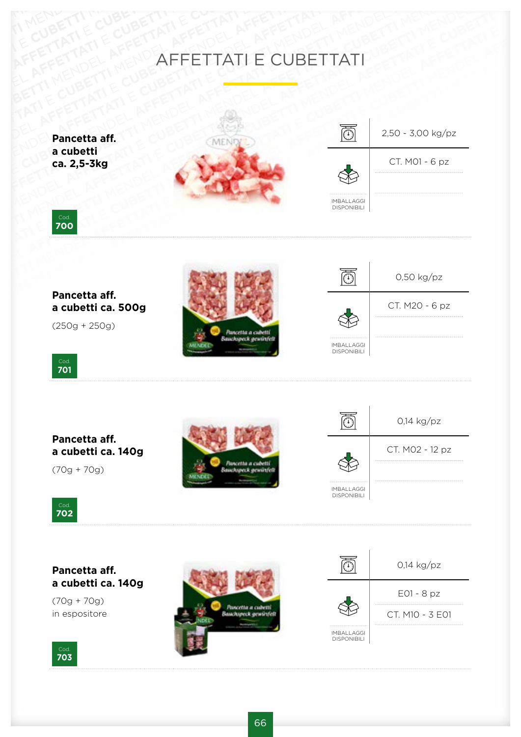# AFFETTATI E CUBETTATI

**Pancetta aff. a cubetti ca. 2,5-3kg**

Cod. **700**

| | |
|---|---|
| Peso | 2,50 - 3,00 kg/pz |
| IMBALLAGGI DISPONIBILI | CT. M01 - 6 pz |

**Pancetta aff. a cubetti ca. 500g**

(250g + 250g)

Cod. **701**

| | |
|---|---|
| Peso | 0,50 kg/pz |
| IMBALLAGGI DISPONIBILI | CT. M20 - 6 pz |

**Pancetta aff. a cubetti ca. 140g**

(70g + 70g)

Cod. **702**

| | |
|---|---|
| Peso | 0,14 kg/pz |
| IMBALLAGGI DISPONIBILI | CT. M02 - 12 pz |

**Pancetta aff. a cubetti ca. 140g**

(70g + 70g)
in espositore

Cod. **703**

| | |
|---|---|
| Peso | 0,14 kg/pz |
| IMBALLAGGI DISPONIBILI | E01 - 8 pz |
| | CT. M10 - 3 E01 |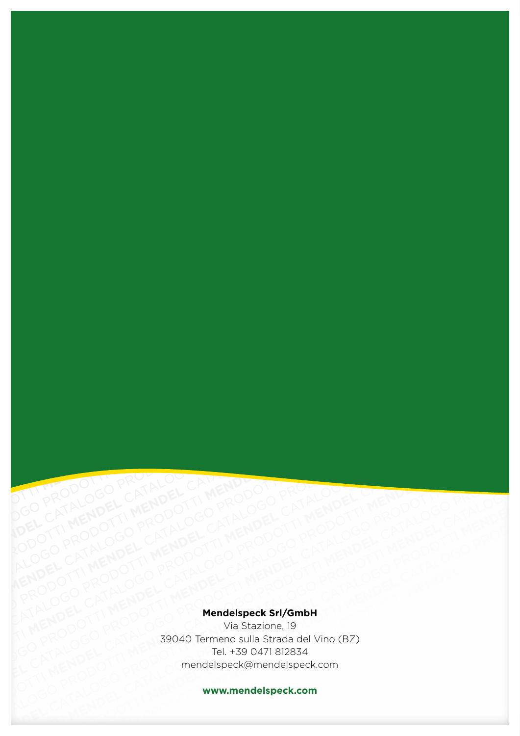**Mendelspeck Srl/GmbH**
Via Stazione, 19
39040 Termeno sulla Strada del Vino (BZ)
Tel. +39 0471 812834
mendelspeck@mendelspeck.com

**www.mendelspeck.com**